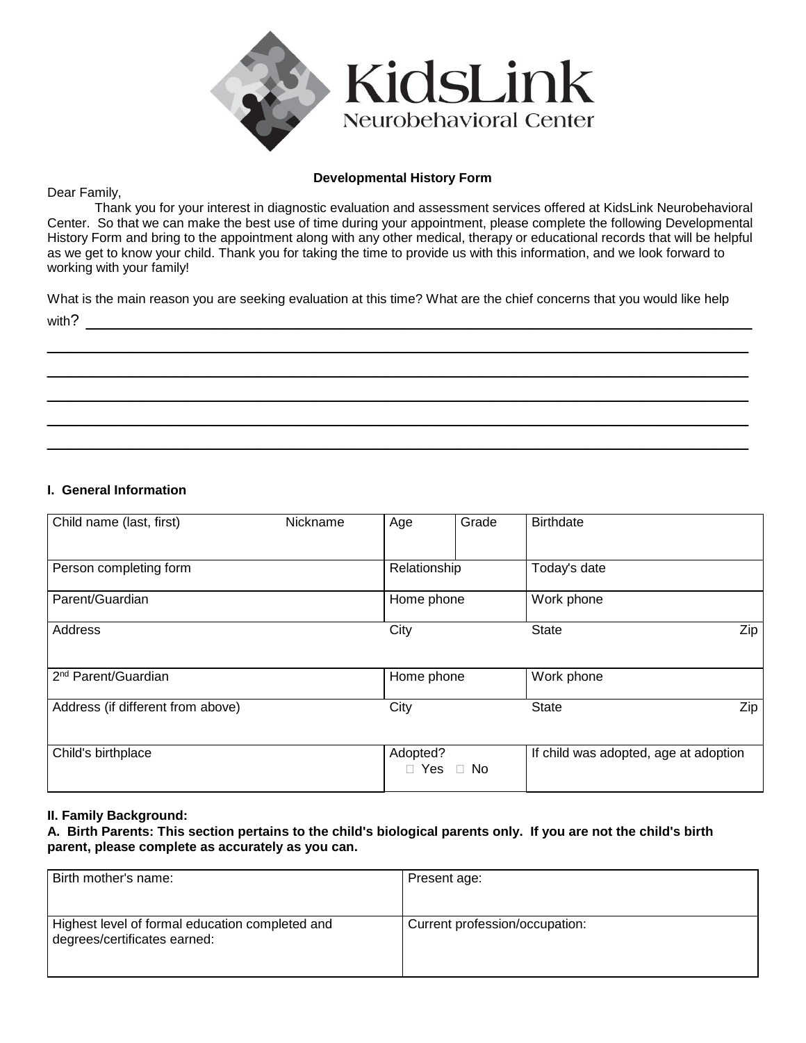KidsLink
Neurobehavioral Center

**Developmental History Form**

Dear Family,

Thank you for your interest in diagnostic evaluation and assessment services offered at KidsLink Neurobehavioral Center. So that we can make the best use of time during your appointment, please complete the following Developmental History Form and bring to the appointment along with any other medical, therapy or educational records that will be helpful as we get to know your child. Thank you for taking the time to provide us with this information, and we look forward to working with your family!

What is the main reason you are seeking evaluation at this time? What are the chief concerns that you would like help with? ______________________________________________________________________________

______________________________________________________________________________

______________________________________________________________________________

______________________________________________________________________________

______________________________________________________________________________

______________________________________________________________________________

## I. General Information

| Child name (last, first) Nickname | Age | Grade | Birthdate |
|---|---|---|---|
| Person completing form | Relationship | | Today's date |
| Parent/Guardian | Home phone | | Work phone |
| Address | City | | State Zip |
| 2nd Parent/Guardian | Home phone | | Work phone |
| Address (if different from above) | City | | State Zip |
| Child's birthplace | Adopted? ☐ Yes ☐ No | | If child was adopted, age at adoption |

## II. Family Background:

**A. Birth Parents: This section pertains to the child's biological parents only. If you are not the child's birth parent, please complete as accurately as you can.**

| Birth mother's name: | Present age: |
|---|---|
| Highest level of formal education completed and degrees/certificates earned: | Current profession/occupation: |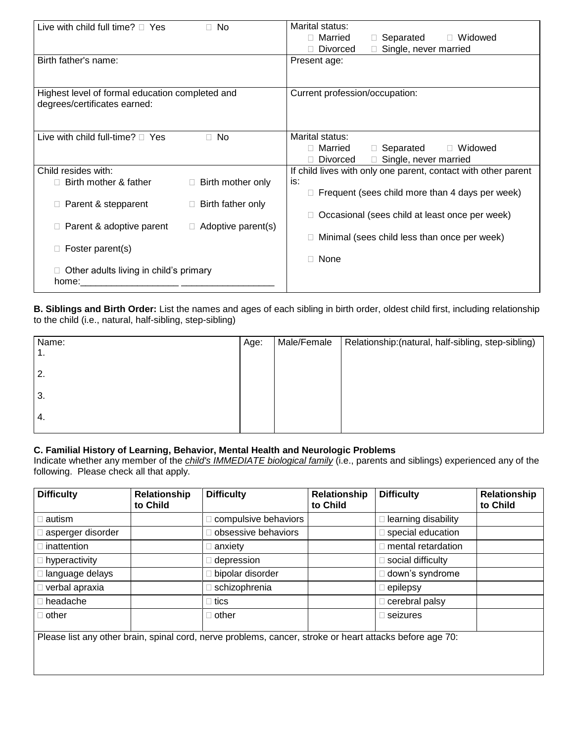| | |
|---|---|
| Live with child full time? □ Yes □ No | Marital status: □ Married □ Separated □ Widowed □ Divorced □ Single, never married |
| Birth father's name: | Present age: |
| Highest level of formal education completed and degrees/certificates earned: | Current profession/occupation: |
| Live with child full-time? □ Yes □ No | Marital status: □ Married □ Separated □ Widowed □ Divorced □ Single, never married |
| Child resides with: □ Birth mother & father □ Birth mother only □ Parent & stepparent □ Birth father only □ Parent & adoptive parent □ Adoptive parent(s) □ Foster parent(s) □ Other adults living in child's primary home:__________________ __________________ | If child lives with only one parent, contact with other parent is: □ Frequent (sees child more than 4 days per week) □ Occasional (sees child at least once per week) □ Minimal (sees child less than once per week) □ None |

**B. Siblings and Birth Order:** List the names and ages of each sibling in birth order, oldest child first, including relationship to the child (i.e., natural, half-sibling, step-sibling)

| Name: | Age: | Male/Female | Relationship:(natural, half-sibling, step-sibling) |
|---|---|---|---|
| 1. | | | |
| 2. | | | |
| 3. | | | |
| 4. | | | |

**C. Familial History of Learning, Behavior, Mental Health and Neurologic Problems**

Indicate whether any member of the ***child's IMMEDIATE biological family*** (i.e., parents and siblings) experienced any of the following. Please check all that apply.

| Difficulty | Relationship to Child | Difficulty | Relationship to Child | Difficulty | Relationship to Child |
|---|---|---|---|---|---|
| □ autism | | □ compulsive behaviors | | □ learning disability | |
| □ asperger disorder | | □ obsessive behaviors | | □ special education | |
| □ inattention | | □ anxiety | | □ mental retardation | |
| □ hyperactivity | | □ depression | | □ social difficulty | |
| □ language delays | | □ bipolar disorder | | □ down's syndrome | |
| □ verbal apraxia | | □ schizophrenia | | □ epilepsy | |
| □ headache | | □ tics | | □ cerebral palsy | |
| □ other | | □ other | | □ seizures | |

Please list any other brain, spinal cord, nerve problems, cancer, stroke or heart attacks before age 70: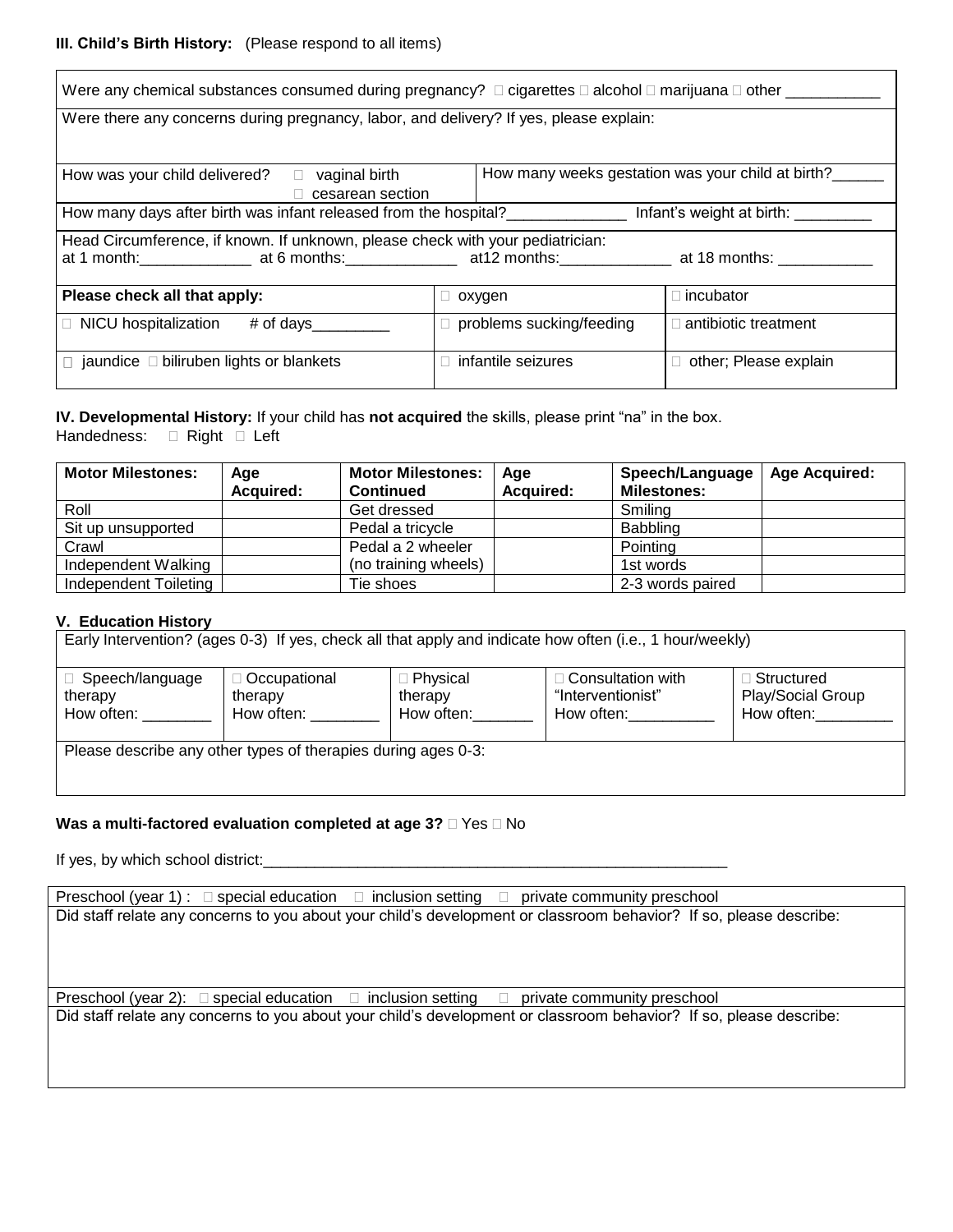### III. Child's Birth History: (Please respond to all items)

Were any chemical substances consumed during pregnancy? □ cigarettes □ alcohol □ marijuana □ other ___________

Were there any concerns during pregnancy, labor, and delivery? If yes, please explain:

How was your child delivered? □ vaginal birth □ cesarean section

How many weeks gestation was your child at birth?______

How many days after birth was infant released from the hospital?______________ Infant's weight at birth: _________

Head Circumference, if known. If unknown, please check with your pediatrician:
at 1 month:_____________ at 6 months:_____________ at12 months:_____________ at 18 months: ___________

| **Please check all that apply:** | □ oxygen | □ incubator |
|---|---|---|
| □ NICU hospitalization # of days_________ | □ problems sucking/feeding | □ antibiotic treatment |
| □ jaundice □ biliruben lights or blankets | □ infantile seizures | □ other; Please explain |

### IV. Developmental History:

If your child has **not acquired** the skills, please print "na" in the box.
Handedness: □ Right □ Left

| **Motor Milestones:** | **Age Acquired:** | **Motor Milestones: Continued** | **Age Acquired:** | **Speech/Language Milestones:** | **Age Acquired:** |
|---|---|---|---|---|---|
| Roll | | Get dressed | | Smiling | |
| Sit up unsupported | | Pedal a tricycle | | Babbling | |
| Crawl | | Pedal a 2 wheeler | | Pointing | |
| Independent Walking | | (no training wheels) | | 1st words | |
| Independent Toileting | | Tie shoes | | 2-3 words paired | |

### V. Education History

Early Intervention? (ages 0-3) If yes, check all that apply and indicate how often (i.e., 1 hour/weekly)

| □ Speech/language therapy How often: ________ | □ Occupational therapy How often: ________ | □ Physical therapy How often:_______ | □ Consultation with "Interventionist" How often:__________ | □ Structured Play/Social Group How often:_________ |
|---|---|---|---|---|

Please describe any other types of therapies during ages 0-3:

**Was a multi-factored evaluation completed at age 3?** □ Yes □ No

If yes, by which school district:_________________________________________________________

Preschool (year 1) : □ special education □ inclusion setting □ private community preschool

Did staff relate any concerns to you about your child's development or classroom behavior? If so, please describe:

Preschool (year 2): □ special education □ inclusion setting □ private community preschool

Did staff relate any concerns to you about your child's development or classroom behavior? If so, please describe: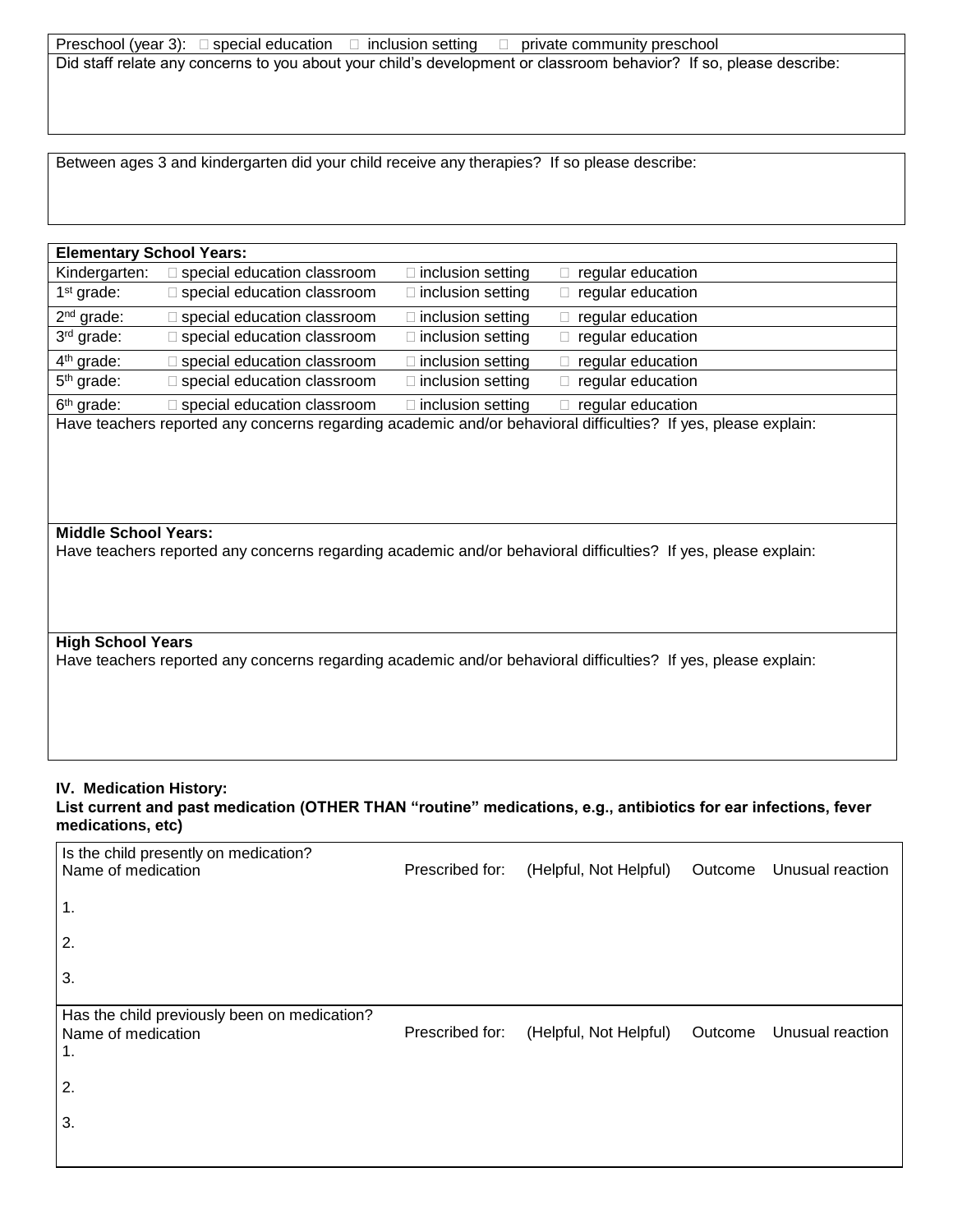Preschool (year 3): ☐ special education ☐ inclusion setting ☐ private community preschool

Did staff relate any concerns to you about your child's development or classroom behavior? If so, please describe:

Between ages 3 and kindergarten did your child receive any therapies? If so please describe:

**Elementary School Years:**

| | | | |
|---|---|---|---|
| Kindergarten: | ☐ special education classroom | ☐ inclusion setting | ☐ regular education |
| 1st grade: | ☐ special education classroom | ☐ inclusion setting | ☐ regular education |
| 2nd grade: | ☐ special education classroom | ☐ inclusion setting | ☐ regular education |
| 3rd grade: | ☐ special education classroom | ☐ inclusion setting | ☐ regular education |
| 4th grade: | ☐ special education classroom | ☐ inclusion setting | ☐ regular education |
| 5th grade: | ☐ special education classroom | ☐ inclusion setting | ☐ regular education |
| 6th grade: | ☐ special education classroom | ☐ inclusion setting | ☐ regular education |

Have teachers reported any concerns regarding academic and/or behavioral difficulties? If yes, please explain:

**Middle School Years:**

Have teachers reported any concerns regarding academic and/or behavioral difficulties? If yes, please explain:

**High School Years**

Have teachers reported any concerns regarding academic and/or behavioral difficulties? If yes, please explain:

## IV. Medication History:

**List current and past medication (OTHER THAN "routine" medications, e.g., antibiotics for ear infections, fever medications, etc)**

Is the child presently on medication?

| Name of medication | Prescribed for: | (Helpful, Not Helpful) | Outcome | Unusual reaction |
|---|---|---|---|---|
| 1. | | | | |
| 2. | | | | |
| 3. | | | | |

Has the child previously been on medication?

| Name of medication | Prescribed for: | (Helpful, Not Helpful) | Outcome | Unusual reaction |
|---|---|---|---|---|
| 1. | | | | |
| 2. | | | | |
| 3. | | | | |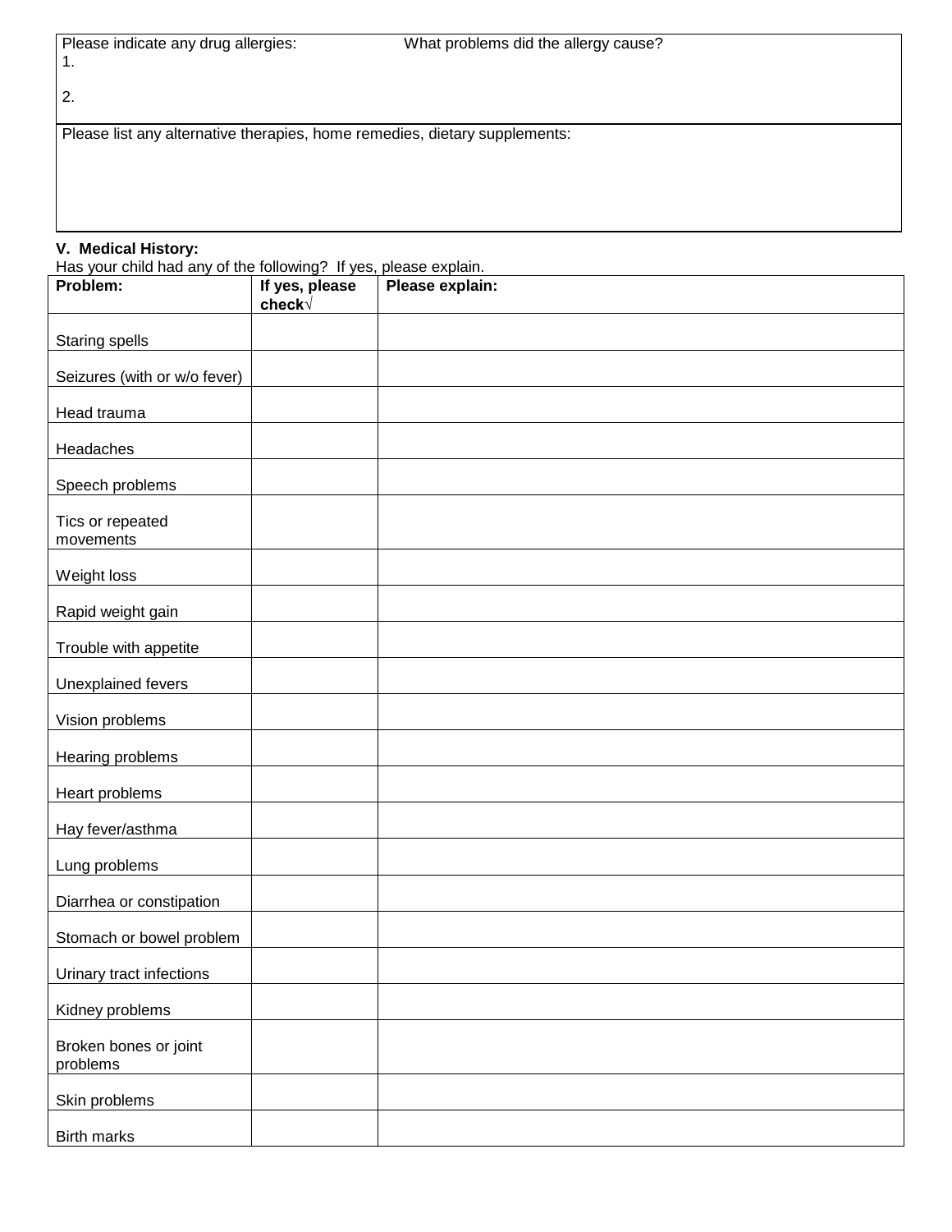| Please indicate any drug allergies: | What problems did the allergy cause? |
|---|---|
| 1. | |
| 2. | |

| Please list any alternative therapies, home remedies, dietary supplements: |
|---|
| |

**V. Medical History:**

Has your child had any of the following? If yes, please explain.

| Problem: | If yes, please check√ | Please explain: |
|---|---|---|
| Staring spells | | |
| Seizures (with or w/o fever) | | |
| Head trauma | | |
| Headaches | | |
| Speech problems | | |
| Tics or repeated movements | | |
| Weight loss | | |
| Rapid weight gain | | |
| Trouble with appetite | | |
| Unexplained fevers | | |
| Vision problems | | |
| Hearing problems | | |
| Heart problems | | |
| Hay fever/asthma | | |
| Lung problems | | |
| Diarrhea or constipation | | |
| Stomach or bowel problem | | |
| Urinary tract infections | | |
| Kidney problems | | |
| Broken bones or joint problems | | |
| Skin problems | | |
| Birth marks | | |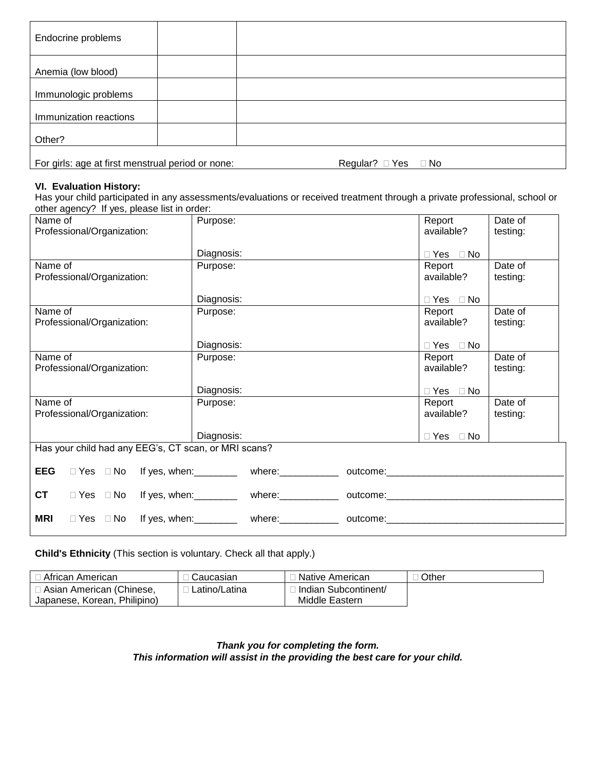| | | |
|---|---|---|
| Endocrine problems | | |
| Anemia (low blood) | | |
| Immunologic problems | | |
| Immunization reactions | | |
| Other? | | |
| For girls: age at first menstrual period or none: Regular? ☐ Yes ☐ No | | |

**VI. Evaluation History:**

Has your child participated in any assessments/evaluations or received treatment through a private professional, school or other agency? If yes, please list in order:

| | | | |
|---|---|---|---|
| Name of Professional/Organization: | Purpose:<br><br>Diagnosis: | Report available?<br><br>☐ Yes ☐ No | Date of testing: |
| Name of Professional/Organization: | Purpose:<br><br>Diagnosis: | Report available?<br><br>☐ Yes ☐ No | Date of testing: |
| Name of Professional/Organization: | Purpose:<br><br>Diagnosis: | Report available?<br><br>☐ Yes ☐ No | Date of testing: |
| Name of Professional/Organization: | Purpose:<br><br>Diagnosis: | Report available?<br><br>☐ Yes ☐ No | Date of testing: |
| Name of Professional/Organization: | Purpose:<br><br>Diagnosis: | Report available?<br><br>☐ Yes ☐ No | Date of testing: |

Has your child had any EEG's, CT scan, or MRI scans?

**EEG** ☐ Yes ☐ No If yes, when:________ where:___________ outcome:_________________________________

**CT** ☐ Yes ☐ No If yes, when:________ where:___________ outcome:_________________________________

**MRI** ☐ Yes ☐ No If yes, when:________ where:___________ outcome:_________________________________

**Child's Ethnicity** (This section is voluntary. Check all that apply.)

| | | | |
|---|---|---|---|
| ☐ African American | ☐ Caucasian | ☐ Native American | ☐ Other |
| ☐ Asian American (Chinese, Japanese, Korean, Philipino) | ☐ Latino/Latina | ☐ Indian Subcontinent/ Middle Eastern | |

***Thank you for completing the form.***
***This information will assist in the providing the best care for your child.***